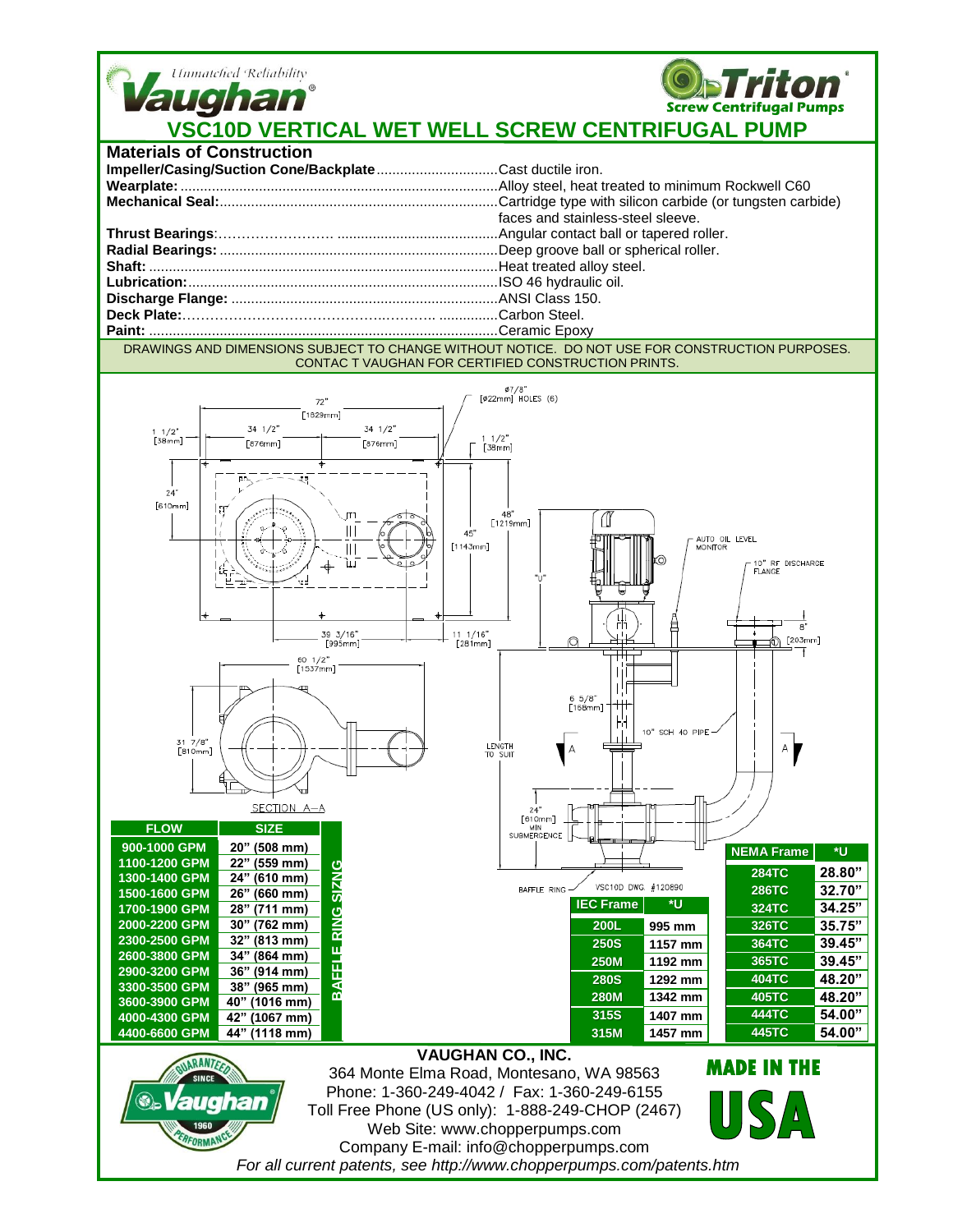Unmatched Reliability

**Vaughan**®

**Triton**® Screw Centrifugal Pumps

# VSC10D VERTICAL WET WELL SCREW CENTRIFUGAL PUMP

## Materials of Construction

**Impeller/Casing/Suction Cone/Backplate**...............................Cast ductile iron.
**Wearplate:**..................................................................................Alloy steel, heat treated to minimum Rockwell C60
**Mechanical Seal:**........................................................................Cartridge type with silicon carbide (or tungsten carbide) faces and stainless-steel sleeve.
**Thrust Bearings**:……………………........................................Angular contact ball or tapered roller.
**Radial Bearings:**........................................................................Deep groove ball or spherical roller.
**Shaft:**..........................................................................................Heat treated alloy steel.
**Lubrication:**.................................................................................ISO 46 hydraulic oil.
**Discharge Flange:**......................................................................ANSI Class 150.
**Deck Plate:**…………………………………………..……….. ...............Carbon Steel.
**Paint:**..........................................................................................Ceramic Epoxy

DRAWINGS AND DIMENSIONS SUBJECT TO CHANGE WITHOUT NOTICE. DO NOT USE FOR CONSTRUCTION PURPOSES. CONTAC T VAUGHAN FOR CERTIFIED CONSTRUCTION PRINTS.

72" [1829mm]; 34 1/2" [876mm]; 34 1/2" [876mm]; 1 1/2" [38mm]; 1 1/2" [38mm]; ø7/8" [ø22mm] HOLES (6); 24" [610mm]; 48" [1219mm]; 45" [1143mm]; 39 3/16" [995mm]; 11 1/16" [281mm]; 60 1/2" [1537mm]; 31 7/8" [810mm]; SECTION A–A; "U"; AUTO OIL LEVEL MONITOR; 10" RF DISCHARGE FLANGE; 8" [203mm]; 6 5/8" [168mm]; 10" SCH 40 PIPE; LENGTH TO SUIT; 24" [610mm] MIN SUBMERGENCE; BAFFLE RING; VSC10D DWG. #120890

**BAFFLE RING SIZING**

| FLOW | SIZE |
|---|---|
| 900-1000 GPM | 20" (508 mm) |
| 1100-1200 GPM | 22" (559 mm) |
| 1300-1400 GPM | 24" (610 mm) |
| 1500-1600 GPM | 26" (660 mm) |
| 1700-1900 GPM | 28" (711 mm) |
| 2000-2200 GPM | 30" (762 mm) |
| 2300-2500 GPM | 32" (813 mm) |
| 2600-3800 GPM | 34" (864 mm) |
| 2900-3200 GPM | 36" (914 mm) |
| 3300-3500 GPM | 38" (965 mm) |
| 3600-3900 GPM | 40" (1016 mm) |
| 4000-4300 GPM | 42" (1067 mm) |
| 4400-6600 GPM | 44" (1118 mm) |

| IEC Frame | *U |
|---|---|
| 200L | 995 mm |
| 250S | 1157 mm |
| 250M | 1192 mm |
| 280S | 1292 mm |
| 280M | 1342 mm |
| 315S | 1407 mm |
| 315M | 1457 mm |

| NEMA Frame | *U |
|---|---|
| 284TC | 28.80" |
| 286TC | 32.70" |
| 324TC | 34.25" |
| 326TC | 35.75" |
| 364TC | 39.45" |
| 365TC | 39.45" |
| 404TC | 48.20" |
| 405TC | 48.20" |
| 444TC | 54.00" |
| 445TC | 54.00" |

GUARANTEED PERFORMANCE SINCE 1960 Vaughan

**VAUGHAN CO., INC.**
364 Monte Elma Road, Montesano, WA 98563
Phone: 1-360-249-4042 / Fax: 1-360-249-6155
Toll Free Phone (US only): 1-888-249-CHOP (2467)
Web Site: www.chopperpumps.com
Company E-mail: info@chopperpumps.com

*For all current patents, see http://www.chopperpumps.com/patents.htm*

MADE IN THE USA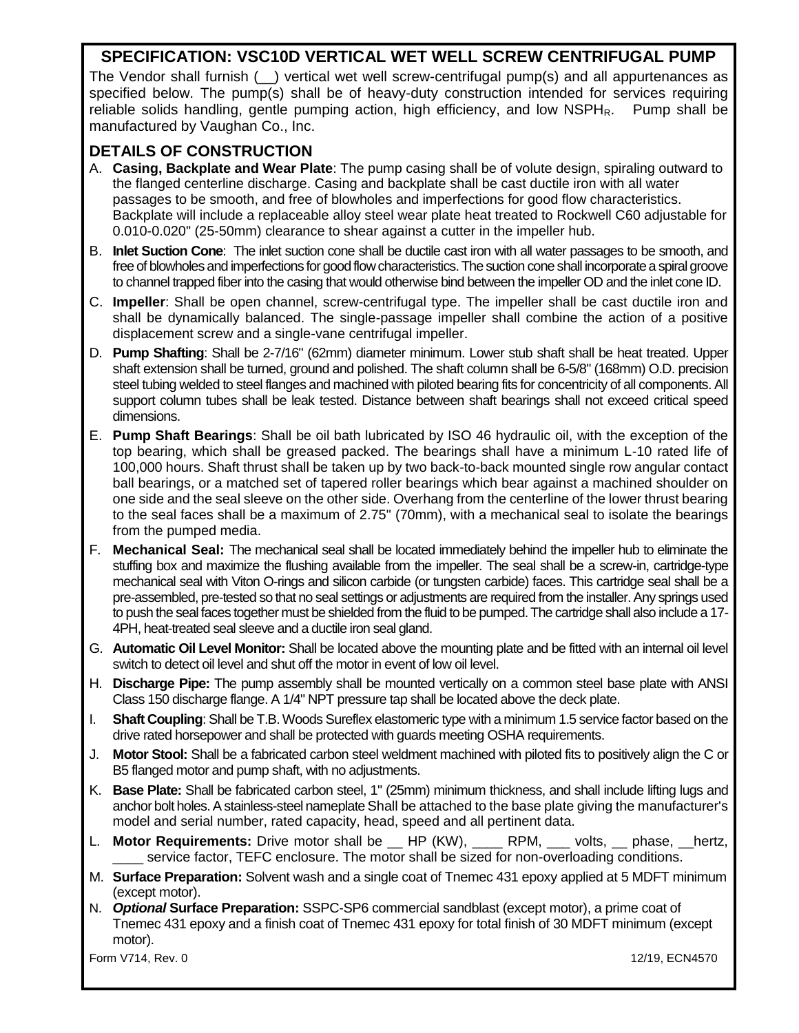## SPECIFICATION: VSC10D VERTICAL WET WELL SCREW CENTRIFUGAL PUMP

The Vendor shall furnish (__) vertical wet well screw-centrifugal pump(s) and all appurtenances as specified below. The pump(s) shall be of heavy-duty construction intended for services requiring reliable solids handling, gentle pumping action, high efficiency, and low $NSPH_R$. Pump shall be manufactured by Vaughan Co., Inc.

### DETAILS OF CONSTRUCTION

A. **Casing, Backplate and Wear Plate**: The pump casing shall be of volute design, spiraling outward to the flanged centerline discharge. Casing and backplate shall be cast ductile iron with all water passages to be smooth, and free of blowholes and imperfections for good flow characteristics. Backplate will include a replaceable alloy steel wear plate heat treated to Rockwell C60 adjustable for 0.010-0.020" (25-50mm) clearance to shear against a cutter in the impeller hub.

B. **Inlet Suction Cone**: The inlet suction cone shall be ductile cast iron with all water passages to be smooth, and free of blowholes and imperfections for good flow characteristics. The suction cone shall incorporate a spiral groove to channel trapped fiber into the casing that would otherwise bind between the impeller OD and the inlet cone ID.

C. **Impeller**: Shall be open channel, screw-centrifugal type. The impeller shall be cast ductile iron and shall be dynamically balanced. The single-passage impeller shall combine the action of a positive displacement screw and a single-vane centrifugal impeller.

D. **Pump Shafting**: Shall be 2-7/16" (62mm) diameter minimum. Lower stub shaft shall be heat treated. Upper shaft extension shall be turned, ground and polished. The shaft column shall be 6-5/8" (168mm) O.D. precision steel tubing welded to steel flanges and machined with piloted bearing fits for concentricity of all components. All support column tubes shall be leak tested. Distance between shaft bearings shall not exceed critical speed dimensions.

E. **Pump Shaft Bearings**: Shall be oil bath lubricated by ISO 46 hydraulic oil, with the exception of the top bearing, which shall be greased packed. The bearings shall have a minimum L-10 rated life of 100,000 hours. Shaft thrust shall be taken up by two back-to-back mounted single row angular contact ball bearings, or a matched set of tapered roller bearings which bear against a machined shoulder on one side and the seal sleeve on the other side. Overhang from the centerline of the lower thrust bearing to the seal faces shall be a maximum of 2.75" (70mm), with a mechanical seal to isolate the bearings from the pumped media.

F. **Mechanical Seal:** The mechanical seal shall be located immediately behind the impeller hub to eliminate the stuffing box and maximize the flushing available from the impeller. The seal shall be a screw-in, cartridge-type mechanical seal with Viton O-rings and silicon carbide (or tungsten carbide) faces. This cartridge seal shall be a pre-assembled, pre-tested so that no seal settings or adjustments are required from the installer. Any springs used to push the seal faces together must be shielded from the fluid to be pumped. The cartridge shall also include a 17-4PH, heat-treated seal sleeve and a ductile iron seal gland.

G. **Automatic Oil Level Monitor:** Shall be located above the mounting plate and be fitted with an internal oil level switch to detect oil level and shut off the motor in event of low oil level.

H. **Discharge Pipe:** The pump assembly shall be mounted vertically on a common steel base plate with ANSI Class 150 discharge flange. A 1/4" NPT pressure tap shall be located above the deck plate.

I. **Shaft Coupling**: Shall be T.B. Woods Sureflex elastomeric type with a minimum 1.5 service factor based on the drive rated horsepower and shall be protected with guards meeting OSHA requirements.

J. **Motor Stool:** Shall be a fabricated carbon steel weldment machined with piloted fits to positively align the C or B5 flanged motor and pump shaft, with no adjustments.

K. **Base Plate:** Shall be fabricated carbon steel, 1" (25mm) minimum thickness, and shall include lifting lugs and anchor bolt holes. A stainless-steel nameplate Shall be attached to the base plate giving the manufacturer's model and serial number, rated capacity, head, speed and all pertinent data.

L. **Motor Requirements:** Drive motor shall be __ HP (KW), ____ RPM, ___ volts, __ phase, __hertz, ____ service factor, TEFC enclosure. The motor shall be sized for non-overloading conditions.

M. **Surface Preparation:** Solvent wash and a single coat of Tnemec 431 epoxy applied at 5 MDFT minimum (except motor).

N. ***Optional*** **Surface Preparation:** SSPC-SP6 commercial sandblast (except motor), a prime coat of Tnemec 431 epoxy and a finish coat of Tnemec 431 epoxy for total finish of 30 MDFT minimum (except motor).

Form V714, Rev. 0 12/19, ECN4570